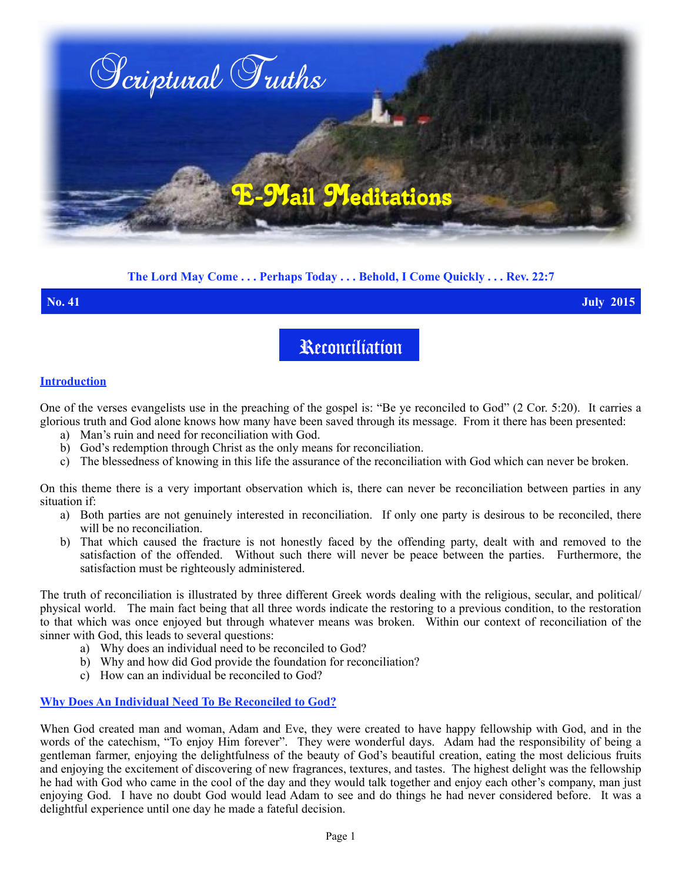# Scriptural Truths

## E-Mail Meditations

**The Lord May Come . . . Perhaps Today . . . Behold, I Come Quickly . . . Rev. 22:7**

**No. 41** **July 2015**

# Reconciliation

## Introduction

One of the verses evangelists use in the preaching of the gospel is: "Be ye reconciled to God" (2 Cor. 5:20). It carries a glorious truth and God alone knows how many have been saved through its message. From it there has been presented:

a) Man's ruin and need for reconciliation with God.
b) God's redemption through Christ as the only means for reconciliation.
c) The blessedness of knowing in this life the assurance of the reconciliation with God which can never be broken.

On this theme there is a very important observation which is, there can never be reconciliation between parties in any situation if:

a) Both parties are not genuinely interested in reconciliation. If only one party is desirous to be reconciled, there will be no reconciliation.
b) That which caused the fracture is not honestly faced by the offending party, dealt with and removed to the satisfaction of the offended. Without such there will never be peace between the parties. Furthermore, the satisfaction must be righteously administered.

The truth of reconciliation is illustrated by three different Greek words dealing with the religious, secular, and political/physical world. The main fact being that all three words indicate the restoring to a previous condition, to the restoration to that which was once enjoyed but through whatever means was broken. Within our context of reconciliation of the sinner with God, this leads to several questions:

a) Why does an individual need to be reconciled to God?
b) Why and how did God provide the foundation for reconciliation?
c) How can an individual be reconciled to God?

## Why Does An Individual Need To Be Reconciled to God?

When God created man and woman, Adam and Eve, they were created to have happy fellowship with God, and in the words of the catechism, "To enjoy Him forever". They were wonderful days. Adam had the responsibility of being a gentleman farmer, enjoying the delightfulness of the beauty of God's beautiful creation, eating the most delicious fruits and enjoying the excitement of discovering of new fragrances, textures, and tastes. The highest delight was the fellowship he had with God who came in the cool of the day and they would talk together and enjoy each other's company, man just enjoying God. I have no doubt God would lead Adam to see and do things he had never considered before. It was a delightful experience until one day he made a fateful decision.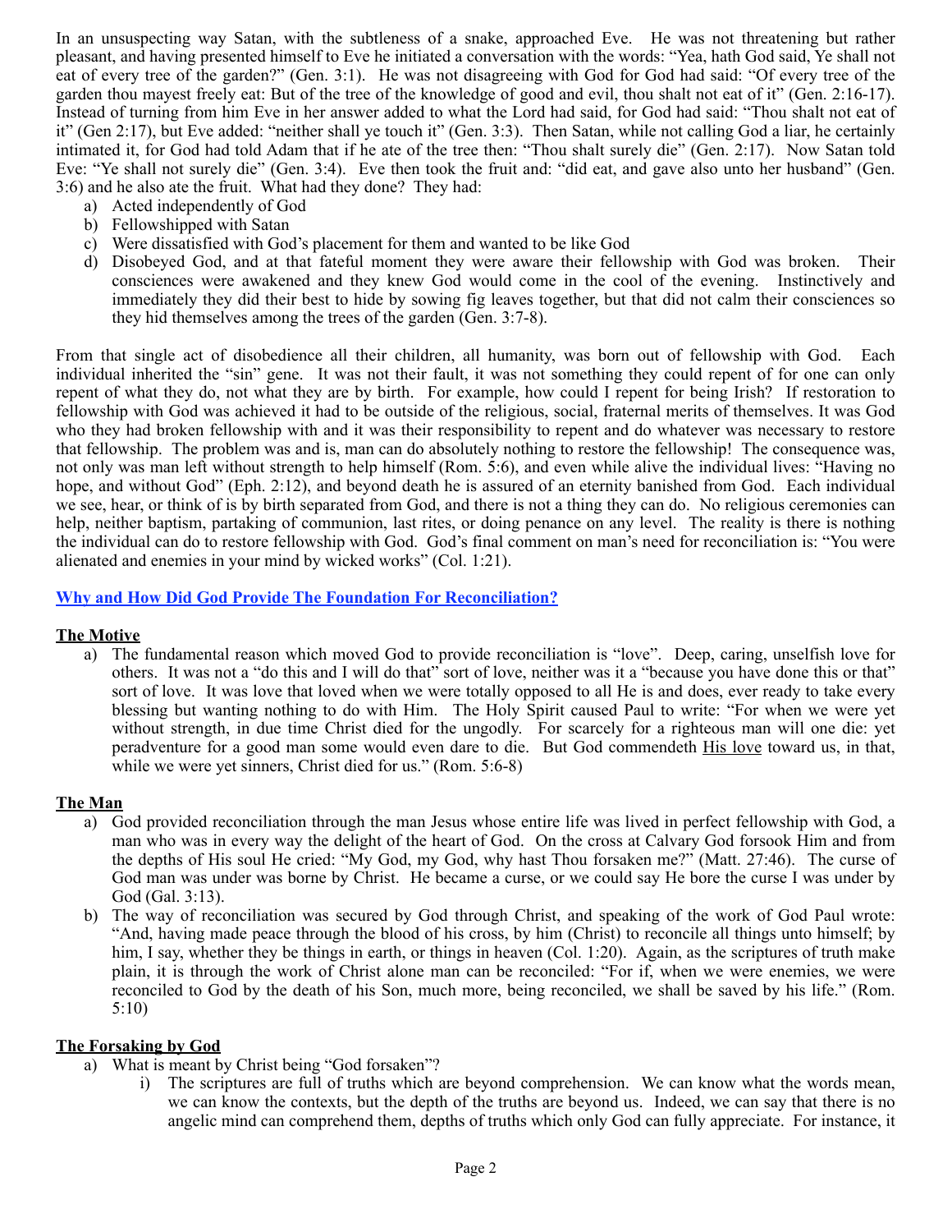In an unsuspecting way Satan, with the subtleness of a snake, approached Eve. He was not threatening but rather pleasant, and having presented himself to Eve he initiated a conversation with the words: "Yea, hath God said, Ye shall not eat of every tree of the garden?" (Gen. 3:1). He was not disagreeing with God for God had said: "Of every tree of the garden thou mayest freely eat: But of the tree of the knowledge of good and evil, thou shalt not eat of it" (Gen. 2:16-17). Instead of turning from him Eve in her answer added to what the Lord had said, for God had said: "Thou shalt not eat of it" (Gen 2:17), but Eve added: "neither shall ye touch it" (Gen. 3:3). Then Satan, while not calling God a liar, he certainly intimated it, for God had told Adam that if he ate of the tree then: "Thou shalt surely die" (Gen. 2:17). Now Satan told Eve: "Ye shall not surely die" (Gen. 3:4). Eve then took the fruit and: "did eat, and gave also unto her husband" (Gen. 3:6) and he also ate the fruit. What had they done? They had:

a) Acted independently of God
b) Fellowshipped with Satan
c) Were dissatisfied with God's placement for them and wanted to be like God
d) Disobeyed God, and at that fateful moment they were aware their fellowship with God was broken. Their consciences were awakened and they knew God would come in the cool of the evening. Instinctively and immediately they did their best to hide by sowing fig leaves together, but that did not calm their consciences so they hid themselves among the trees of the garden (Gen. 3:7-8).

From that single act of disobedience all their children, all humanity, was born out of fellowship with God. Each individual inherited the "sin" gene. It was not their fault, it was not something they could repent of for one can only repent of what they do, not what they are by birth. For example, how could I repent for being Irish? If restoration to fellowship with God was achieved it had to be outside of the religious, social, fraternal merits of themselves. It was God who they had broken fellowship with and it was their responsibility to repent and do whatever was necessary to restore that fellowship. The problem was and is, man can do absolutely nothing to restore the fellowship! The consequence was, not only was man left without strength to help himself (Rom. 5:6), and even while alive the individual lives: "Having no hope, and without God" (Eph. 2:12), and beyond death he is assured of an eternity banished from God. Each individual we see, hear, or think of is by birth separated from God, and there is not a thing they can do. No religious ceremonies can help, neither baptism, partaking of communion, last rites, or doing penance on any level. The reality is there is nothing the individual can do to restore fellowship with God. God's final comment on man's need for reconciliation is: "You were alienated and enemies in your mind by wicked works" (Col. 1:21).

## Why and How Did God Provide The Foundation For Reconciliation?

### The Motive

a) The fundamental reason which moved God to provide reconciliation is "love". Deep, caring, unselfish love for others. It was not a "do this and I will do that" sort of love, neither was it a "because you have done this or that" sort of love. It was love that loved when we were totally opposed to all He is and does, ever ready to take every blessing but wanting nothing to do with Him. The Holy Spirit caused Paul to write: "For when we were yet without strength, in due time Christ died for the ungodly. For scarcely for a righteous man will one die: yet peradventure for a good man some would even dare to die. But God commendeth His love toward us, in that, while we were yet sinners, Christ died for us." (Rom. 5:6-8)

### The Man

a) God provided reconciliation through the man Jesus whose entire life was lived in perfect fellowship with God, a man who was in every way the delight of the heart of God. On the cross at Calvary God forsook Him and from the depths of His soul He cried: "My God, my God, why hast Thou forsaken me?" (Matt. 27:46). The curse of God man was under was borne by Christ. He became a curse, or we could say He bore the curse I was under by God (Gal. 3:13).
b) The way of reconciliation was secured by God through Christ, and speaking of the work of God Paul wrote: "And, having made peace through the blood of his cross, by him (Christ) to reconcile all things unto himself; by him, I say, whether they be things in earth, or things in heaven (Col. 1:20). Again, as the scriptures of truth make plain, it is through the work of Christ alone man can be reconciled: "For if, when we were enemies, we were reconciled to God by the death of his Son, much more, being reconciled, we shall be saved by his life." (Rom. 5:10)

### The Forsaking by God

a) What is meant by Christ being "God forsaken"?
   i) The scriptures are full of truths which are beyond comprehension. We can know what the words mean, we can know the contexts, but the depth of the truths are beyond us. Indeed, we can say that there is no angelic mind can comprehend them, depths of truths which only God can fully appreciate. For instance, it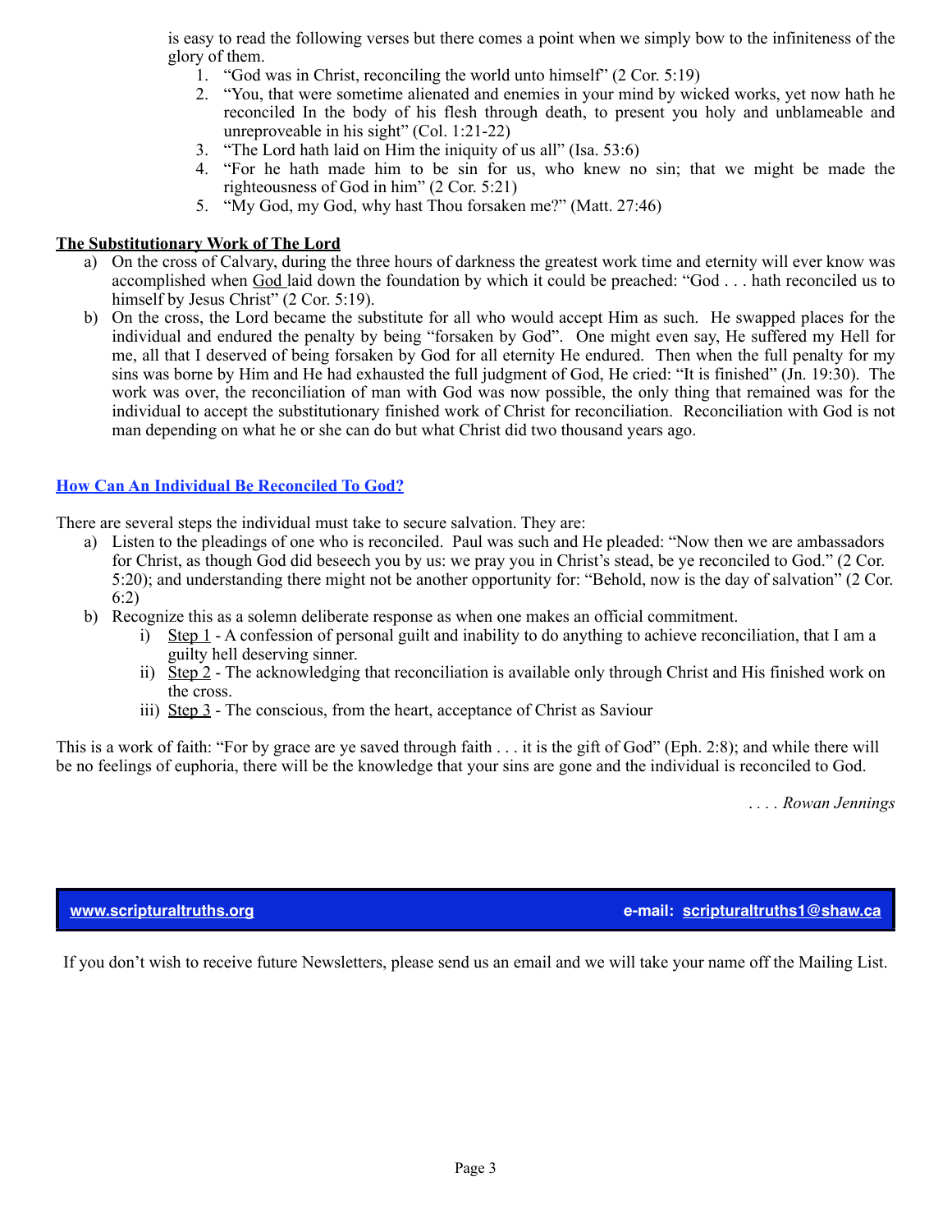is easy to read the following verses but there comes a point when we simply bow to the infiniteness of the glory of them.

1. "God was in Christ, reconciling the world unto himself" (2 Cor. 5:19)
2. "You, that were sometime alienated and enemies in your mind by wicked works, yet now hath he reconciled In the body of his flesh through death, to present you holy and unblameable and unreproveable in his sight" (Col. 1:21-22)
3. "The Lord hath laid on Him the iniquity of us all" (Isa. 53:6)
4. "For he hath made him to be sin for us, who knew no sin; that we might be made the righteousness of God in him" (2 Cor. 5:21)
5. "My God, my God, why hast Thou forsaken me?" (Matt. 27:46)

**The Substitutionary Work of The Lord**

a) On the cross of Calvary, during the three hours of darkness the greatest work time and eternity will ever know was accomplished when God laid down the foundation by which it could be preached: "God . . . hath reconciled us to himself by Jesus Christ" (2 Cor. 5:19).

b) On the cross, the Lord became the substitute for all who would accept Him as such. He swapped places for the individual and endured the penalty by being "forsaken by God". One might even say, He suffered my Hell for me, all that I deserved of being forsaken by God for all eternity He endured. Then when the full penalty for my sins was borne by Him and He had exhausted the full judgment of God, He cried: "It is finished" (Jn. 19:30). The work was over, the reconciliation of man with God was now possible, the only thing that remained was for the individual to accept the substitutionary finished work of Christ for reconciliation. Reconciliation with God is not man depending on what he or she can do but what Christ did two thousand years ago.

**How Can An Individual Be Reconciled To God?**

There are several steps the individual must take to secure salvation. They are:

a) Listen to the pleadings of one who is reconciled. Paul was such and He pleaded: "Now then we are ambassadors for Christ, as though God did beseech you by us: we pray you in Christ's stead, be ye reconciled to God." (2 Cor. 5:20); and understanding there might not be another opportunity for: "Behold, now is the day of salvation" (2 Cor. 6:2)

b) Recognize this as a solemn deliberate response as when one makes an official commitment.
   - i) Step 1 - A confession of personal guilt and inability to do anything to achieve reconciliation, that I am a guilty hell deserving sinner.
   - ii) Step 2 - The acknowledging that reconciliation is available only through Christ and His finished work on the cross.
   - iii) Step 3 - The conscious, from the heart, acceptance of Christ as Saviour

This is a work of faith: "For by grace are ye saved through faith . . . it is the gift of God" (Eph. 2:8); and while there will be no feelings of euphoria, there will be the knowledge that your sins are gone and the individual is reconciled to God.

*. . . . Rowan Jennings*

**www.scripturaltruths.org** — **e-mail: scripturaltruths1@shaw.ca**

If you don't wish to receive future Newsletters, please send us an email and we will take your name off the Mailing List.